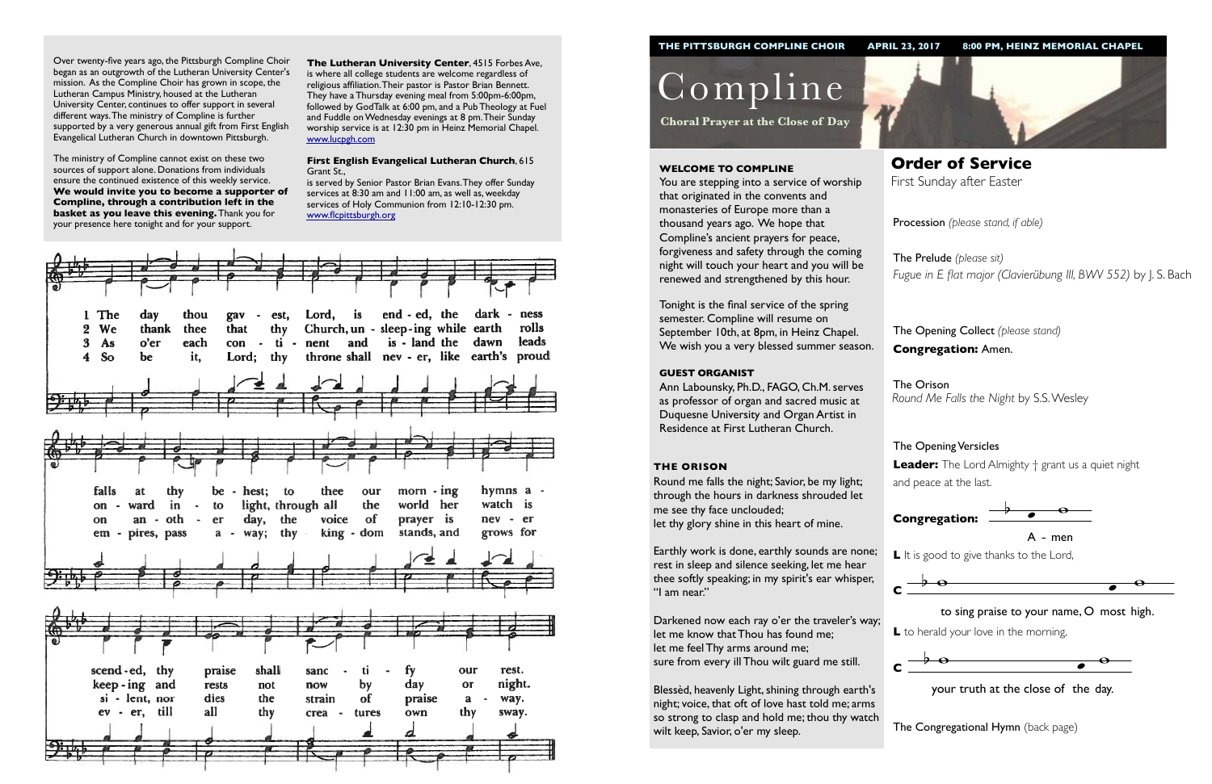Over twenty-five years ago, the Pittsburgh Compline Choir began as an outgrowth of the Lutheran University Center's mission. As the Compline Choir has grown in scope, the Lutheran Campus Ministry, housed at the Lutheran University Center, continues to offer support in several different ways. The ministry of Compline is further supported by a very generous annual gift from First English Evangelical Lutheran Church in downtown Pittsburgh.

The ministry of Compline cannot exist on these two sources of support alone. Donations from individuals ensure the continued existence of this weekly service. **We would invite you to become a supporter of Compline, through a contribution left in the basket as you leave this evening.** Thank you for your presence here tonight and for your support.

**The Lutheran University Center**, 4515 Forbes Ave, is where all college students are welcome regardless of religious affiliation. Their pastor is Pastor Brian Bennett. They have a Thursday evening meal from 5:00pm-6:00pm, followed by GodTalk at 6:00 pm, and a Pub Theology at Fuel and Fuddle on Wednesday evenings at 8 pm. Their Sunday worship service is at 12:30 pm in Heinz Memorial Chapel. www.lucpgh.com

**First English Evangelical Lutheran Church**, 615 Grant St.,
is served by Senior Pastor Brian Evans. They offer Sunday services at 8:30 am and 11:00 am, as well as, weekday services of Holy Communion from 12:10-12:30 pm. www.flcpittsburgh.org

1 The day thou gav - est, Lord, is end - ed, the dark - ness falls at thy be - hest; to thee our morn - ing hymns a - scend - ed, thy praise shall sanc - ti - fy our rest.

2 We thank thee that thy Church, un - sleep - ing while earth rolls on - ward in - to light, through all the world her watch is keep - ing and rests not now by day or night.

3 As o'er each con - ti - nent and is - land the dawn leads on an - oth - er day, the voice of prayer is nev - er si - lent, nor dies the strain of praise a - way.

4 So be it, Lord; thy throne shall nev - er, like earth's proud em - pires, pass a - way; thy king - dom stands, and grows for ev - er, till all thy crea - tures own thy sway.

THE PITTSBURGH COMPLINE CHOIR — APRIL 23, 2017 — 8:00 PM, HEINZ MEMORIAL CHAPEL

# Compline

**Choral Prayer at the Close of Day**

### WELCOME TO COMPLINE

You are stepping into a service of worship that originated in the convents and monasteries of Europe more than a thousand years ago. We hope that Compline's ancient prayers for peace, forgiveness and safety through the coming night will touch your heart and you will be renewed and strengthened by this hour.

Tonight is the final service of the spring semester. Compline will resume on September 10th, at 8pm, in Heinz Chapel. We wish you a very blessed summer season.

### GUEST ORGANIST

Ann Labounsky, Ph.D., FAGO, Ch.M. serves as professor of organ and sacred music at Duquesne University and Organ Artist in Residence at First Lutheran Church.

### THE ORISON

Round me falls the night; Savior, be my light;
through the hours in darkness shrouded let me see thy face unclouded;
let thy glory shine in this heart of mine.

Earthly work is done, earthly sounds are none; rest in sleep and silence seeking, let me hear thee softly speaking; in my spirit's ear whisper, "I am near."

Darkened now each ray o'er the traveler's way; let me know that Thou has found me;
let me feel Thy arms around me;
sure from every ill Thou wilt guard me still.

Blessèd, heavenly Light, shining through earth's night; voice, that oft of love hast told me; arms so strong to clasp and hold me; thou thy watch wilt keep, Savior, o'er my sleep.

## Order of Service

First Sunday after Easter

Procession *(please stand, if able)*

The Prelude *(please sit)*
*Fugue in E flat major (Clavierübung III, BWV 552)* by J. S. Bach

The Opening Collect *(please stand)*
**Congregation:** Amen.

The Orison
*Round Me Falls the Night* by S.S. Wesley

The Opening Versicles
**Leader:** The Lord Almighty † grant us a quiet night and peace at the last.

**Congregation:** A - men

**L** It is good to give thanks to the Lord,

**C** to sing praise to your name, O most high.

**L** to herald your love in the morning,

**C** your truth at the close of the day.

The Congregational Hymn (back page)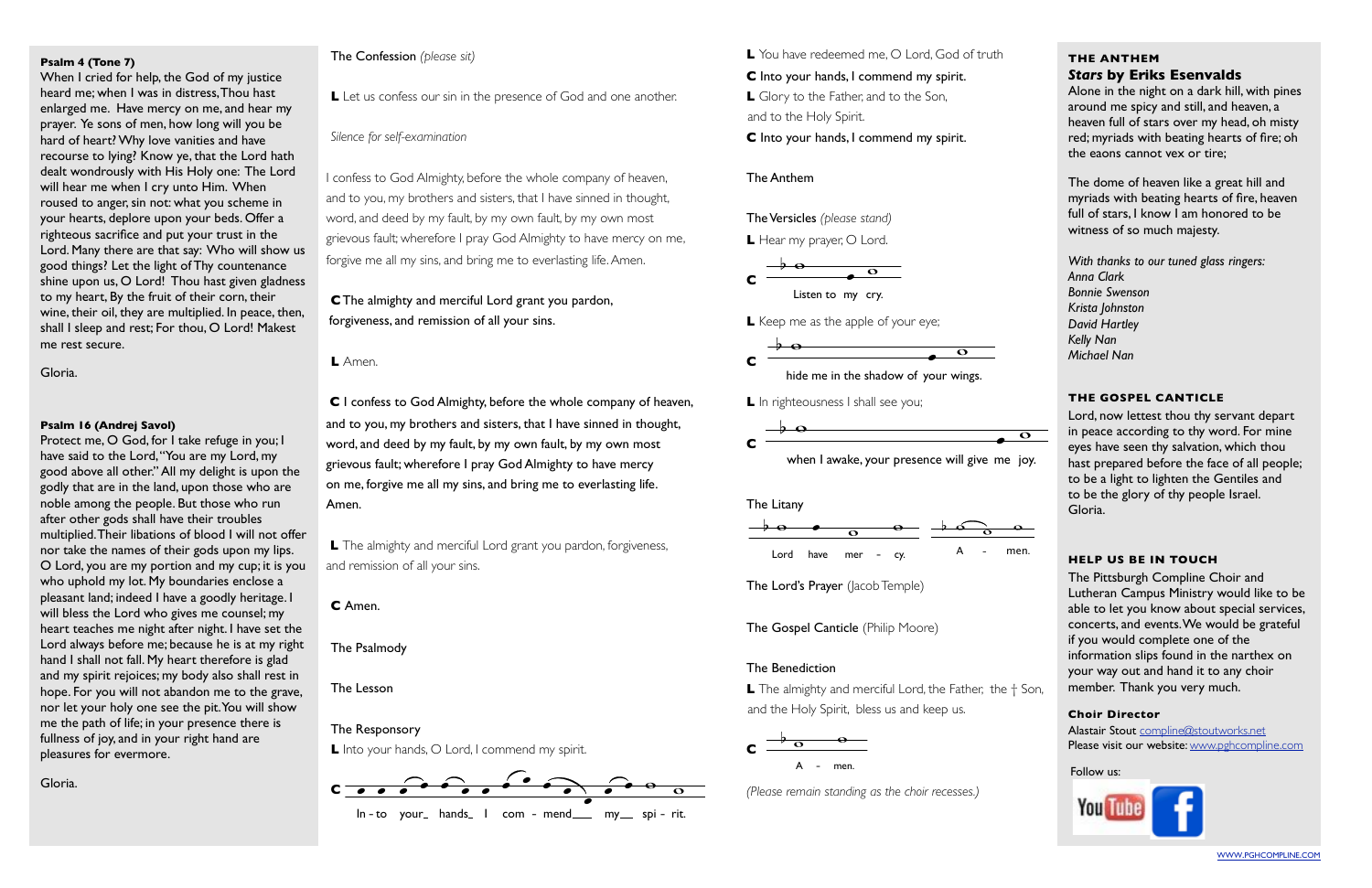**Psalm 4 (Tone 7)**

When I cried for help, the God of my justice heard me; when I was in distress, Thou hast enlarged me. Have mercy on me, and hear my prayer. Ye sons of men, how long will you be hard of heart? Why love vanities and have recourse to lying? Know ye, that the Lord hath dealt wondrously with His Holy one: The Lord will hear me when I cry unto Him. When roused to anger, sin not: what you scheme in your hearts, deplore upon your beds. Offer a righteous sacrifice and put your trust in the Lord. Many there are that say: Who will show us good things? Let the light of Thy countenance shine upon us, O Lord! Thou hast given gladness to my heart, By the fruit of their corn, their wine, their oil, they are multiplied. In peace, then, shall I sleep and rest; For thou, O Lord! Makest me rest secure.

Gloria.

**Psalm 16 (Andrej Savol)**

Protect me, O God, for I take refuge in you; I have said to the Lord, "You are my Lord, my good above all other." All my delight is upon the godly that are in the land, upon those who are noble among the people. But those who run after other gods shall have their troubles multiplied. Their libations of blood I will not offer nor take the names of their gods upon my lips. O Lord, you are my portion and my cup; it is you who uphold my lot. My boundaries enclose a pleasant land; indeed I have a goodly heritage. I will bless the Lord who gives me counsel; my heart teaches me night after night. I have set the Lord always before me; because he is at my right hand I shall not fall. My heart therefore is glad and my spirit rejoices; my body also shall rest in hope. For you will not abandon me to the grave, nor let your holy one see the pit. You will show me the path of life; in your presence there is fullness of joy, and in your right hand are pleasures for evermore.

Gloria.

The Confession *(please sit)*

**L** Let us confess our sin in the presence of God and one another.

*Silence for self-examination*

I confess to God Almighty, before the whole company of heaven, and to you, my brothers and sisters, that I have sinned in thought, word, and deed by my fault, by my own fault, by my own most grievous fault; wherefore I pray God Almighty to have mercy on me, forgive me all my sins, and bring me to everlasting life. Amen.

**C** The almighty and merciful Lord grant you pardon, forgiveness, and remission of all your sins.

**L** Amen.

**C** I confess to God Almighty, before the whole company of heaven, and to you, my brothers and sisters, that I have sinned in thought, word, and deed by my fault, by my own fault, by my own most grievous fault; wherefore I pray God Almighty to have mercy on me, forgive me all my sins, and bring me to everlasting life. Amen.

**L** The almighty and merciful Lord grant you pardon, forgiveness, and remission of all your sins.

**C** Amen.

The Psalmody

The Lesson

The Responsory

**L** Into your hands, O Lord, I commend my spirit.

**C** In - to your_ hands_ I com - mend___ my__ spi - rit.

**L** You have redeemed me, O Lord, God of truth

**C** Into your hands, I commend my spirit.

**L** Glory to the Father, and to the Son, and to the Holy Spirit.

**C** Into your hands, I commend my spirit.

The Anthem

The Versicles *(please stand)*

**L** Hear my prayer, O Lord.

**C** Listen to my cry.

**L** Keep me as the apple of your eye;

**C** hide me in the shadow of your wings.

**L** In righteousness I shall see you;

**C** when I awake, your presence will give me joy.

The Litany

Lord have mer - cy. A - men.

The Lord's Prayer (Jacob Temple)

The Gospel Canticle (Philip Moore)

The Benediction

**L** The almighty and merciful Lord, the Father, the † Son, and the Holy Spirit, bless us and keep us.

**C** A - men.

*(Please remain standing as the choir recesses.)*

**THE ANTHEM**

***Stars* by Eriks Esenvalds**

Alone in the night on a dark hill, with pines around me spicy and still, and heaven, a heaven full of stars over my head, oh misty red; myriads with beating hearts of fire; oh the eaons cannot vex or tire;

The dome of heaven like a great hill and myriads with beating hearts of fire, heaven full of stars, I know I am honored to be witness of so much majesty.

*With thanks to our tuned glass ringers:*
*Anna Clark*
*Bonnie Swenson*
*Krista Johnston*
*David Hartley*
*Kelly Nan*
*Michael Nan*

**THE GOSPEL CANTICLE**

Lord, now lettest thou thy servant depart in peace according to thy word. For mine eyes have seen thy salvation, which thou hast prepared before the face of all people; to be a light to lighten the Gentiles and to be the glory of thy people Israel.
Gloria.

**HELP US BE IN TOUCH**

The Pittsburgh Compline Choir and Lutheran Campus Ministry would like to be able to let you know about special services, concerts, and events. We would be grateful if you would complete one of the information slips found in the narthex on your way out and hand it to any choir member. Thank you very much.

**Choir Director**

Alastair Stout compline@stoutworks.net
Please visit our website: www.pghcompline.com

Follow us:

WWW.PGHCOMPLINE.COM